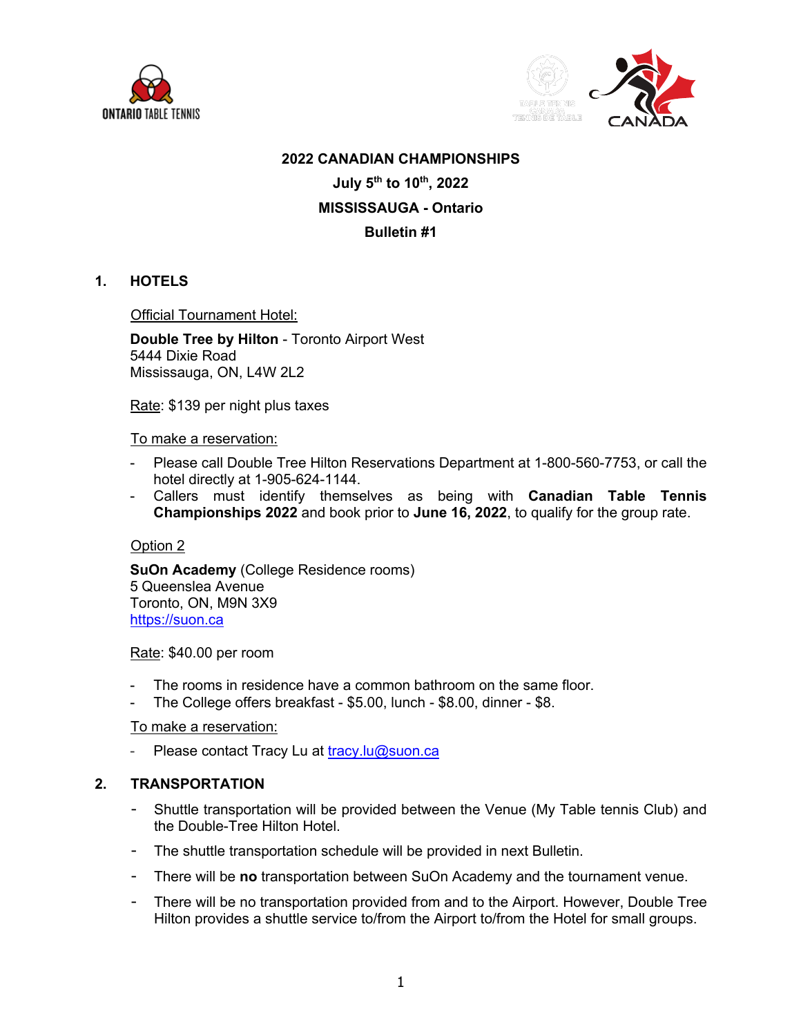**2022 CANADIAN CHAMPIONSHIPS**

**July 5th to 10th, 2022**

**MISSISSAUGA - Ontario**

**Bulletin #1**

## 1. HOTELS

Official Tournament Hotel:

**Double Tree by Hilton** - Toronto Airport West
5444 Dixie Road
Mississauga, ON, L4W 2L2

Rate: $139 per night plus taxes

To make a reservation:

- Please call Double Tree Hilton Reservations Department at 1-800-560-7753, or call the hotel directly at 1-905-624-1144.
- Callers must identify themselves as being with **Canadian Table Tennis Championships 2022** and book prior to **June 16, 2022**, to qualify for the group rate.

Option 2

**SuOn Academy** (College Residence rooms)
5 Queenslea Avenue
Toronto, ON, M9N 3X9
https://suon.ca

Rate: $40.00 per room

- The rooms in residence have a common bathroom on the same floor.
- The College offers breakfast - $5.00, lunch - $8.00, dinner - $8.

To make a reservation:

- Please contact Tracy Lu at tracy.lu@suon.ca

## 2. TRANSPORTATION

- Shuttle transportation will be provided between the Venue (My Table tennis Club) and the Double-Tree Hilton Hotel.
- The shuttle transportation schedule will be provided in next Bulletin.
- There will be **no** transportation between SuOn Academy and the tournament venue.
- There will be no transportation provided from and to the Airport. However, Double Tree Hilton provides a shuttle service to/from the Airport to/from the Hotel for small groups.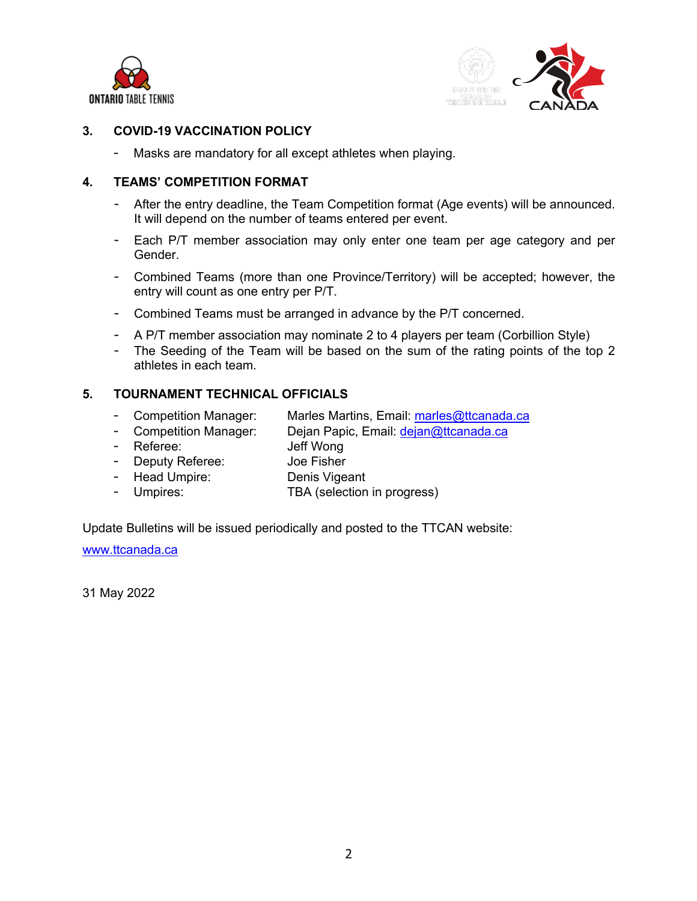## 3. COVID-19 VACCINATION POLICY

- Masks are mandatory for all except athletes when playing.

## 4. TEAMS' COMPETITION FORMAT

- After the entry deadline, the Team Competition format (Age events) will be announced. It will depend on the number of teams entered per event.
- Each P/T member association may only enter one team per age category and per Gender.
- Combined Teams (more than one Province/Territory) will be accepted; however, the entry will count as one entry per P/T.
- Combined Teams must be arranged in advance by the P/T concerned.
- A P/T member association may nominate 2 to 4 players per team (Corbillion Style)
- The Seeding of the Team will be based on the sum of the rating points of the top 2 athletes in each team.

## 5. TOURNAMENT TECHNICAL OFFICIALS

- Competition Manager: Marles Martins, Email: marles@ttcanada.ca
- Competition Manager: Dejan Papic, Email: dejan@ttcanada.ca
- Referee: Jeff Wong
- Deputy Referee: Joe Fisher
- Head Umpire: Denis Vigeant
- Umpires: TBA (selection in progress)

Update Bulletins will be issued periodically and posted to the TTCAN website:

www.ttcanada.ca

31 May 2022